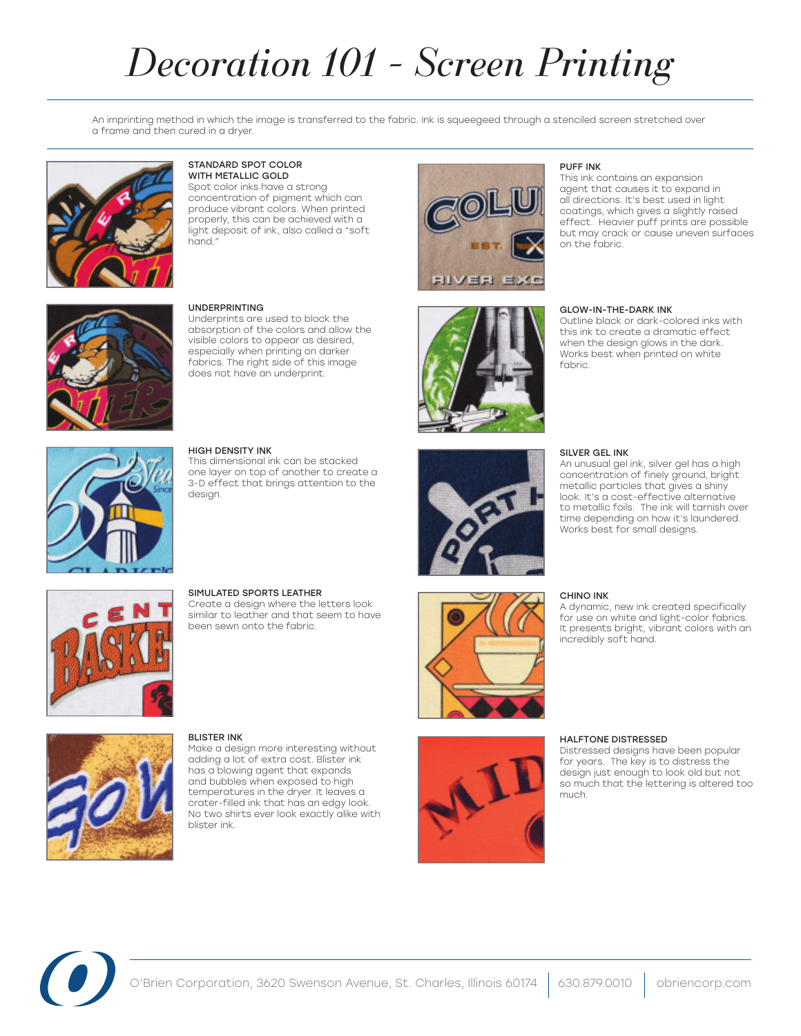# Decoration 101 - Screen Printing

An imprinting method in which the image is transferred to the fabric. Ink is squeegeed through a stenciled screen stretched over a frame and then cured in a dryer.

**STANDARD SPOT COLOR WITH METALLIC GOLD**
Spot color inks have a strong concentration of pigment which can produce vibrant colors. When printed properly, this can be achieved with a light deposit of ink, also called a "soft hand."

**PUFF INK**
This ink contains an expansion agent that causes it to expand in all directions. It's best used in light coatings, which gives a slightly raised effect. Heavier puff prints are possible but may crack or cause uneven surfaces on the fabric.

**UNDERPRINTING**
Underprints are used to block the absorption of the colors and allow the visible colors to appear as desired, especially when printing on darker fabrics. The right side of this image does not have an underprint.

**GLOW-IN-THE-DARK INK**
Outline black or dark-colored inks with this ink to create a dramatic effect when the design glows in the dark. Works best when printed on white fabric.

**HIGH DENSITY INK**
This dimensional ink can be stacked one layer on top of another to create a 3-D effect that brings attention to the design.

**SILVER GEL INK**
An unusual gel ink, silver gel has a high concentration of finely ground, bright metallic particles that gives a shiny look. It's a cost-effective alternative to metallic foils. The ink will tarnish over time depending on how it's laundered. Works best for small designs.

**SIMULATED SPORTS LEATHER**
Create a design where the letters look similar to leather and that seem to have been sewn onto the fabric.

**CHINO INK**
A dynamic, new ink created specifically for use on white and light-color fabrics. It presents bright, vibrant colors with an incredibly soft hand.

**BLISTER INK**
Make a design more interesting without adding a lot of extra cost. Blister ink has a blowing agent that expands and bubbles when exposed to high temperatures in the dryer. It leaves a crater-filled ink that has an edgy look. No two shirts ever look exactly alike with blister ink.

**HALFTONE DISTRESSED**
Distressed designs have been popular for years. The key is to distress the design just enough to look old but not so much that the lettering is altered too much.

O'Brien Corporation, 3620 Swenson Avenue, St. Charles, Illinois 60174 | 630.879.0010 | obriencorp.com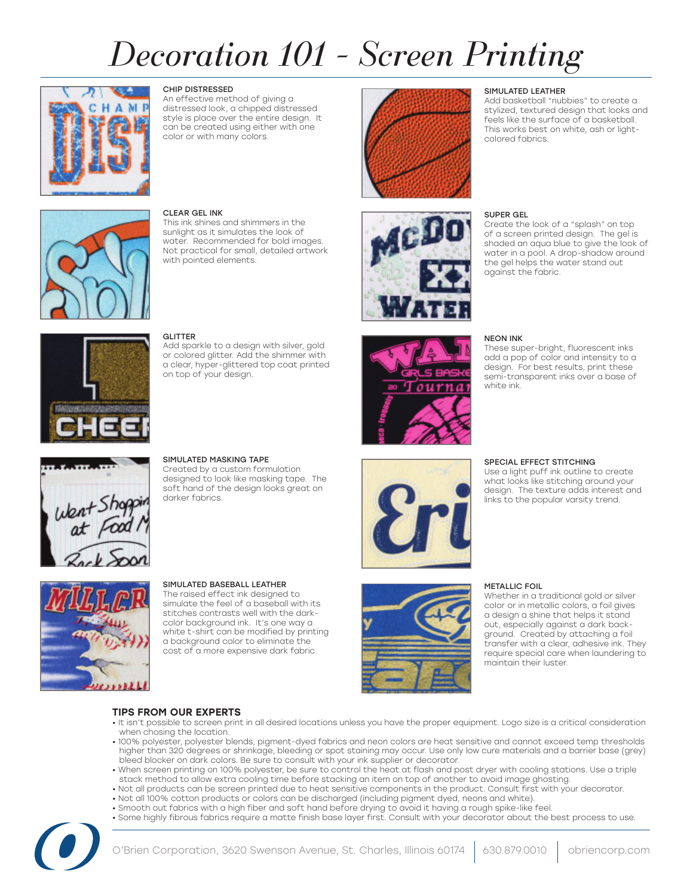# Decoration 101 - Screen Printing

### CHIP DISTRESSED

An effective method of giving a distressed look, a chipped distressed style is place over the entire design. It can be created using either with one color or with many colors.

### SIMULATED LEATHER

Add basketball "nubbies" to create a stylized, textured design that looks and feels like the surface of a basketball. This works best on white, ash or light-colored fabrics.

### CLEAR GEL INK

This ink shines and shimmers in the sunlight as it simulates the look of water. Recommended for bold images. Not practical for small, detailed artwork with pointed elements.

### SUPER GEL

Create the look of a "splash" on top of a screen printed design. The gel is shaded an aqua blue to give the look of water in a pool. A drop-shadow around the gel helps the water stand out against the fabric.

### GLITTER

Add sparkle to a design with silver, gold or colored glitter. Add the shimmer with a clear, hyper-glittered top coat printed on top of your design.

### NEON INK

These super-bright, fluorescent inks add a pop of color and intensity to a design. For best results, print these semi-transparent inks over a base of white ink.

### SIMULATED MASKING TAPE

Created by a custom formulation designed to look like masking tape. The soft hand of the design looks great on darker fabrics.

### SPECIAL EFFECT STITCHING

Use a light puff ink outline to create what looks like stitching around your design. The texture adds interest and links to the popular varsity trend.

### SIMULATED BASEBALL LEATHER

The raised effect ink designed to simulate the feel of a baseball with its stitches contrasts well with the dark-color background ink. It's one way a white t-shirt can be modified by printing a background color to eliminate the cost of a more expensive dark fabric.

### METALLIC FOIL

Whether in a traditional gold or silver color or in metallic colors, a foil gives a design a shine that helps it stand out, especially against a dark background. Created by attaching a foil transfer with a clear, adhesive ink. They require special care when laundering to maintain their luster.

## TIPS FROM OUR EXPERTS

- It isn't possible to screen print in all desired locations unless you have the proper equipment. Logo size is a critical consideration when chosing the location.
- 100% polyester, polyester blends, pigment-dyed fabrics and neon colors are heat sensitive and cannot exceed temp thresholds higher than 320 degrees or shrinkage, bleeding or spot staining may occur. Use only low cure materials and a barrier base (grey) bleed blocker on dark colors. Be sure to consult with your ink supplier or decorator.
- When screen printing on 100% polyester, be sure to control the heat at flash and post dryer with cooling stations. Use a triple stack method to allow extra cooling time before stacking an item on top of another to avoid image ghosting.
- Not all products can be screen printed due to heat sensitive components in the product. Consult first with your decorator.
- Not all 100% cotton products or colors can be discharged (including pigment dyed, neons and white).
- Smooth out fabrics with a high fiber and soft hand before drying to avoid it having a rough spike-like feel.
- Some highly fibrous fabrics require a matte finish base layer first. Consult with your decorator about the best process to use.

O'Brien Corporation, 3620 Swenson Avenue, St. Charles, Illinois 60174 | 630.879.0010 | obriencorp.com